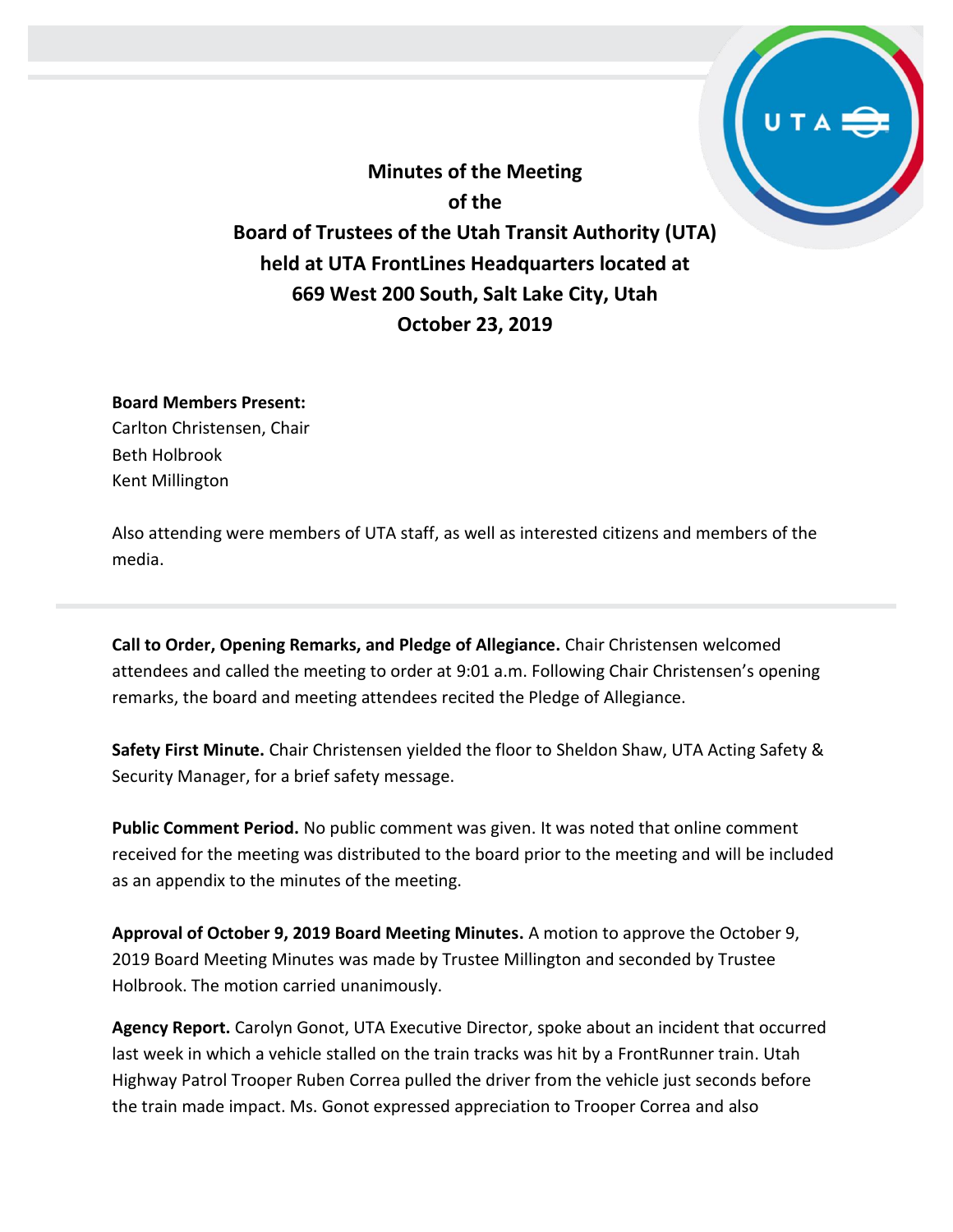# Minutes of the Meeting of the Board of Trustees of the Utah Transit Authority (UTA) held at UTA FrontLines Headquarters located at 669 West 200 South, Salt Lake City, Utah October 23, 2019

**Board Members Present:**
Carlton Christensen, Chair
Beth Holbrook
Kent Millington

Also attending were members of UTA staff, as well as interested citizens and members of the media.

---

**Call to Order, Opening Remarks, and Pledge of Allegiance.** Chair Christensen welcomed attendees and called the meeting to order at 9:01 a.m. Following Chair Christensen's opening remarks, the board and meeting attendees recited the Pledge of Allegiance.

**Safety First Minute.** Chair Christensen yielded the floor to Sheldon Shaw, UTA Acting Safety & Security Manager, for a brief safety message.

**Public Comment Period.** No public comment was given. It was noted that online comment received for the meeting was distributed to the board prior to the meeting and will be included as an appendix to the minutes of the meeting.

**Approval of October 9, 2019 Board Meeting Minutes.** A motion to approve the October 9, 2019 Board Meeting Minutes was made by Trustee Millington and seconded by Trustee Holbrook. The motion carried unanimously.

**Agency Report.** Carolyn Gonot, UTA Executive Director, spoke about an incident that occurred last week in which a vehicle stalled on the train tracks was hit by a FrontRunner train. Utah Highway Patrol Trooper Ruben Correa pulled the driver from the vehicle just seconds before the train made impact. Ms. Gonot expressed appreciation to Trooper Correa and also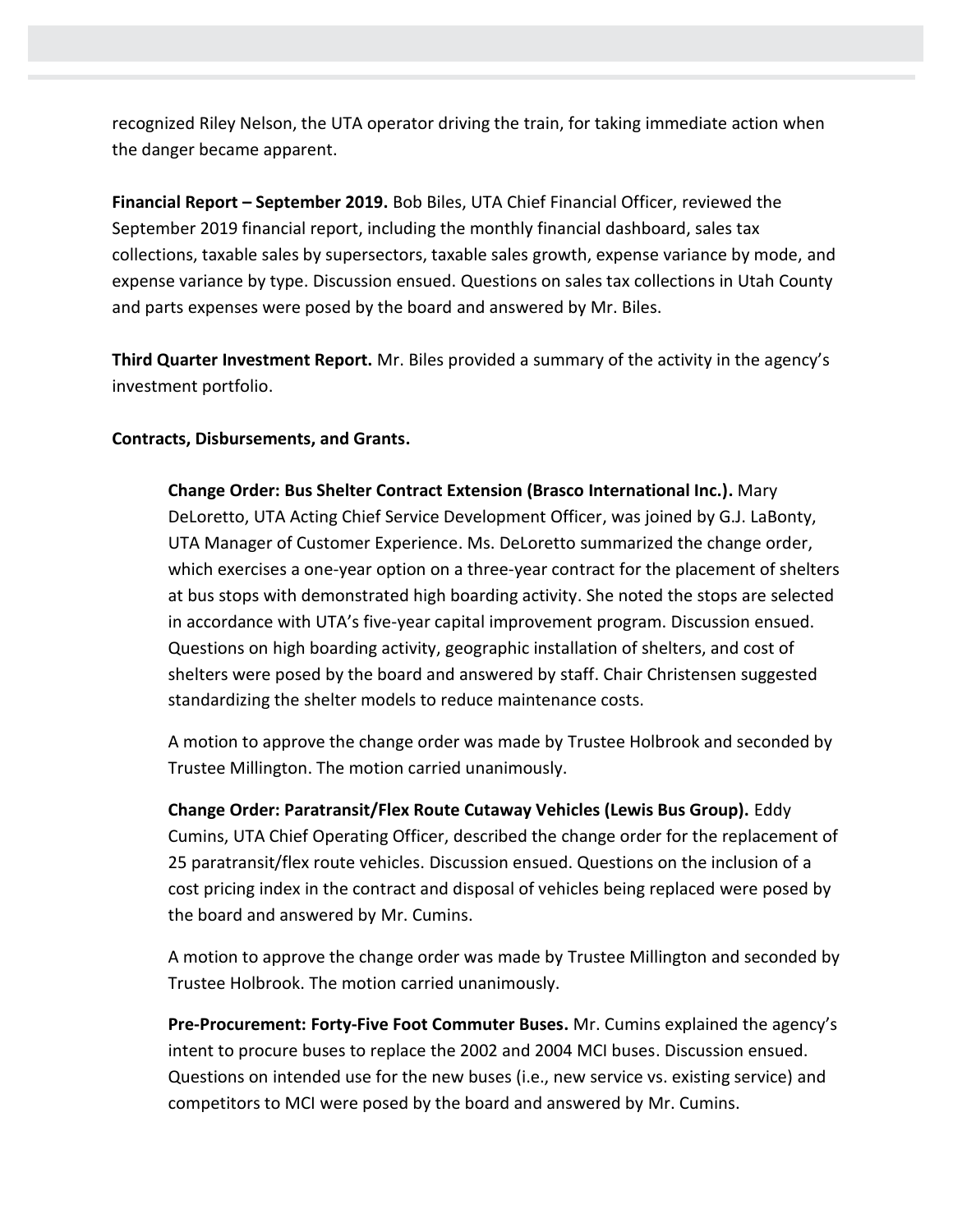recognized Riley Nelson, the UTA operator driving the train, for taking immediate action when the danger became apparent.

**Financial Report – September 2019.** Bob Biles, UTA Chief Financial Officer, reviewed the September 2019 financial report, including the monthly financial dashboard, sales tax collections, taxable sales by supersectors, taxable sales growth, expense variance by mode, and expense variance by type. Discussion ensued. Questions on sales tax collections in Utah County and parts expenses were posed by the board and answered by Mr. Biles.

**Third Quarter Investment Report.** Mr. Biles provided a summary of the activity in the agency's investment portfolio.

**Contracts, Disbursements, and Grants.**

**Change Order: Bus Shelter Contract Extension (Brasco International Inc.).** Mary DeLoretto, UTA Acting Chief Service Development Officer, was joined by G.J. LaBonty, UTA Manager of Customer Experience. Ms. DeLoretto summarized the change order, which exercises a one-year option on a three-year contract for the placement of shelters at bus stops with demonstrated high boarding activity. She noted the stops are selected in accordance with UTA's five-year capital improvement program. Discussion ensued. Questions on high boarding activity, geographic installation of shelters, and cost of shelters were posed by the board and answered by staff. Chair Christensen suggested standardizing the shelter models to reduce maintenance costs.

A motion to approve the change order was made by Trustee Holbrook and seconded by Trustee Millington. The motion carried unanimously.

**Change Order: Paratransit/Flex Route Cutaway Vehicles (Lewis Bus Group).** Eddy Cumins, UTA Chief Operating Officer, described the change order for the replacement of 25 paratransit/flex route vehicles. Discussion ensued. Questions on the inclusion of a cost pricing index in the contract and disposal of vehicles being replaced were posed by the board and answered by Mr. Cumins.

A motion to approve the change order was made by Trustee Millington and seconded by Trustee Holbrook. The motion carried unanimously.

**Pre-Procurement: Forty-Five Foot Commuter Buses.** Mr. Cumins explained the agency's intent to procure buses to replace the 2002 and 2004 MCI buses. Discussion ensued. Questions on intended use for the new buses (i.e., new service vs. existing service) and competitors to MCI were posed by the board and answered by Mr. Cumins.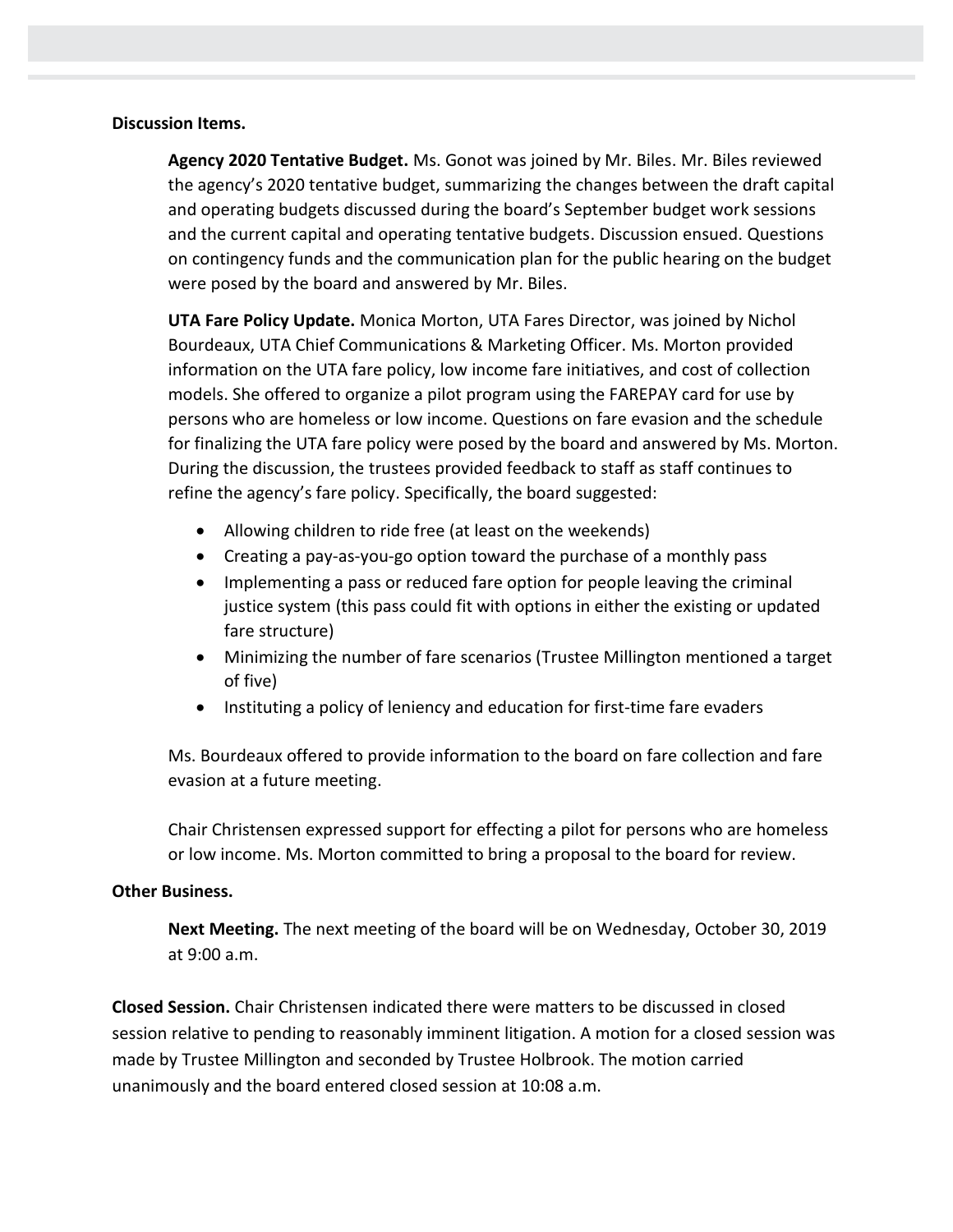**Discussion Items.**

**Agency 2020 Tentative Budget.** Ms. Gonot was joined by Mr. Biles. Mr. Biles reviewed the agency's 2020 tentative budget, summarizing the changes between the draft capital and operating budgets discussed during the board's September budget work sessions and the current capital and operating tentative budgets. Discussion ensued. Questions on contingency funds and the communication plan for the public hearing on the budget were posed by the board and answered by Mr. Biles.

**UTA Fare Policy Update.** Monica Morton, UTA Fares Director, was joined by Nichol Bourdeaux, UTA Chief Communications & Marketing Officer. Ms. Morton provided information on the UTA fare policy, low income fare initiatives, and cost of collection models. She offered to organize a pilot program using the FAREPAY card for use by persons who are homeless or low income. Questions on fare evasion and the schedule for finalizing the UTA fare policy were posed by the board and answered by Ms. Morton. During the discussion, the trustees provided feedback to staff as staff continues to refine the agency's fare policy. Specifically, the board suggested:

- Allowing children to ride free (at least on the weekends)
- Creating a pay-as-you-go option toward the purchase of a monthly pass
- Implementing a pass or reduced fare option for people leaving the criminal justice system (this pass could fit with options in either the existing or updated fare structure)
- Minimizing the number of fare scenarios (Trustee Millington mentioned a target of five)
- Instituting a policy of leniency and education for first-time fare evaders

Ms. Bourdeaux offered to provide information to the board on fare collection and fare evasion at a future meeting.

Chair Christensen expressed support for effecting a pilot for persons who are homeless or low income. Ms. Morton committed to bring a proposal to the board for review.

**Other Business.**

**Next Meeting.** The next meeting of the board will be on Wednesday, October 30, 2019 at 9:00 a.m.

**Closed Session.** Chair Christensen indicated there were matters to be discussed in closed session relative to pending to reasonably imminent litigation. A motion for a closed session was made by Trustee Millington and seconded by Trustee Holbrook. The motion carried unanimously and the board entered closed session at 10:08 a.m.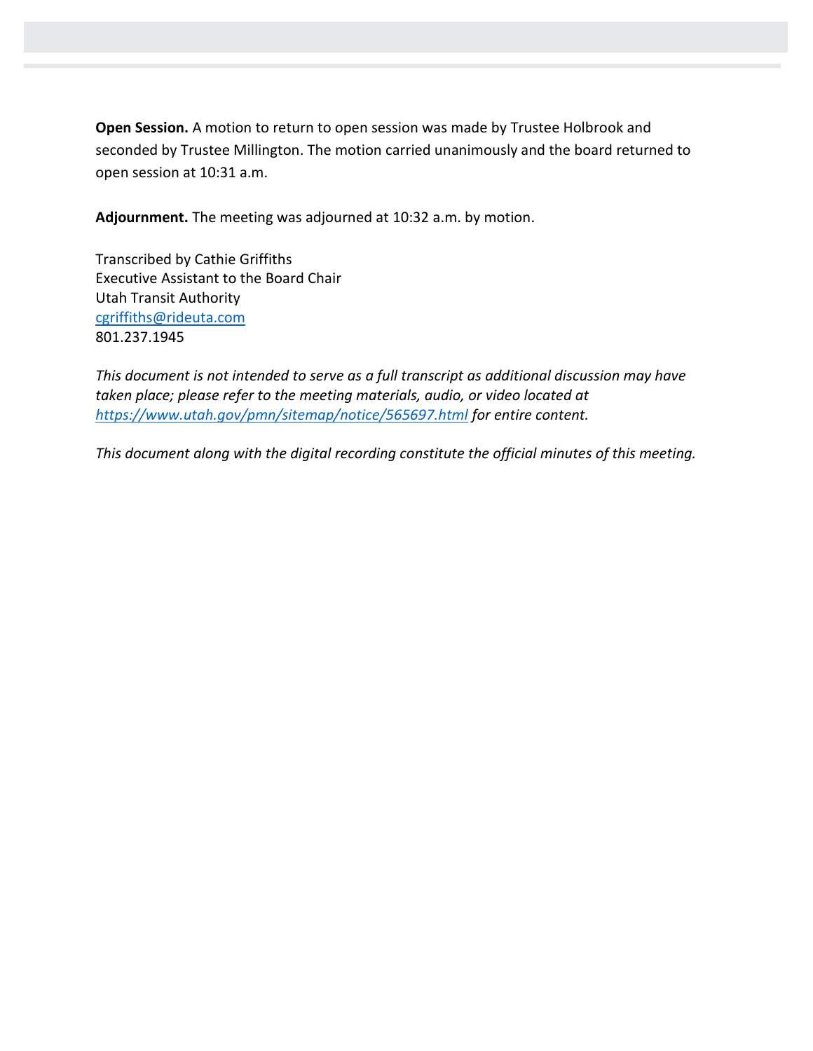**Open Session.** A motion to return to open session was made by Trustee Holbrook and seconded by Trustee Millington. The motion carried unanimously and the board returned to open session at 10:31 a.m.

**Adjournment.** The meeting was adjourned at 10:32 a.m. by motion.

Transcribed by Cathie Griffiths
Executive Assistant to the Board Chair
Utah Transit Authority
cgriffiths@rideuta.com
801.237.1945

*This document is not intended to serve as a full transcript as additional discussion may have taken place; please refer to the meeting materials, audio, or video located at https://www.utah.gov/pmn/sitemap/notice/565697.html for entire content.*

*This document along with the digital recording constitute the official minutes of this meeting.*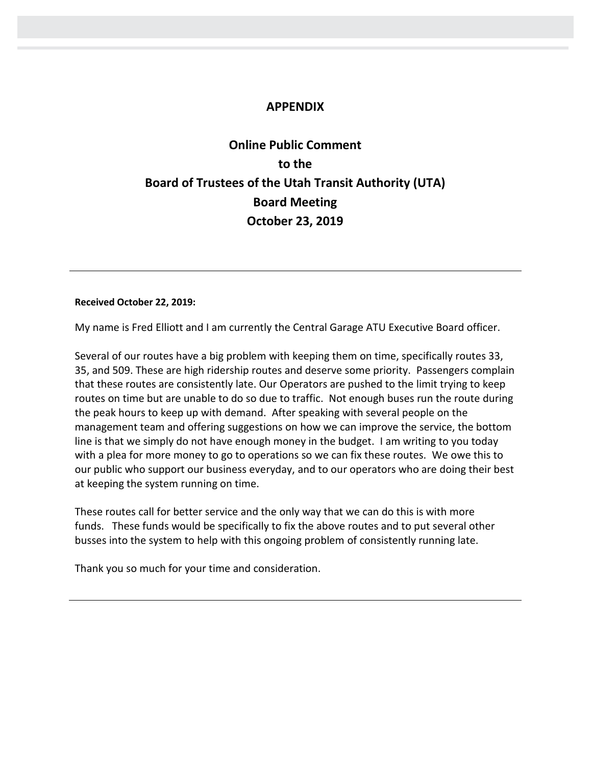# APPENDIX

## Online Public Comment
## to the
## Board of Trustees of the Utah Transit Authority (UTA)
## Board Meeting
## October 23, 2019

---

**Received October 22, 2019:**

My name is Fred Elliott and I am currently the Central Garage ATU Executive Board officer.

Several of our routes have a big problem with keeping them on time, specifically routes 33, 35, and 509. These are high ridership routes and deserve some priority. Passengers complain that these routes are consistently late. Our Operators are pushed to the limit trying to keep routes on time but are unable to do so due to traffic. Not enough buses run the route during the peak hours to keep up with demand. After speaking with several people on the management team and offering suggestions on how we can improve the service, the bottom line is that we simply do not have enough money in the budget. I am writing to you today with a plea for more money to go to operations so we can fix these routes. We owe this to our public who support our business everyday, and to our operators who are doing their best at keeping the system running on time.

These routes call for better service and the only way that we can do this is with more funds. These funds would be specifically to fix the above routes and to put several other busses into the system to help with this ongoing problem of consistently running late.

Thank you so much for your time and consideration.

---